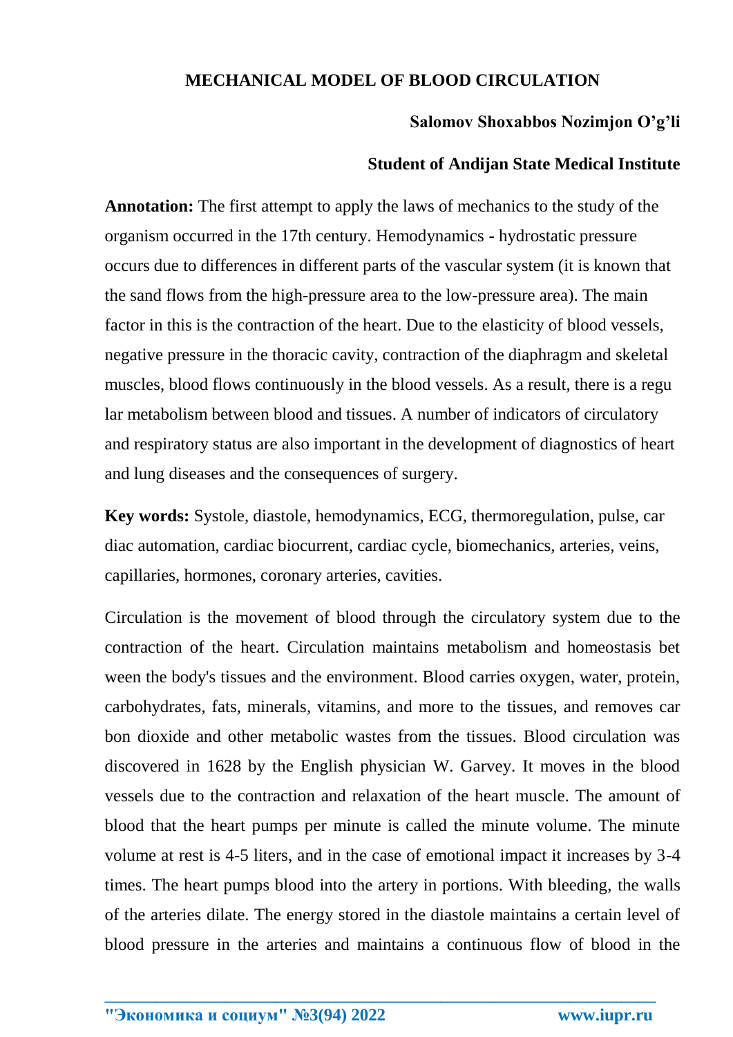# MECHANICAL MODEL OF BLOOD CIRCULATION

**Salomov Shoxabbos Nozimjon O'g'li**

**Student of Andijan State Medical Institute**

**Annotation:** The first attempt to apply the laws of mechanics to the study of the organism occurred in the 17th century. Hemodynamics - hydrostatic pressure occurs due to differences in different parts of the vascular system (it is known that the sand flows from the high-pressure area to the low-pressure area). The main factor in this is the contraction of the heart. Due to the elasticity of blood vessels, negative pressure in the thoracic cavity, contraction of the diaphragm and skeletal muscles, blood flows continuously in the blood vessels. As a result, there is a regu lar metabolism between blood and tissues. A number of indicators of circulatory and respiratory status are also important in the development of diagnostics of heart and lung diseases and the consequences of surgery.

**Key words:** Systole, diastole, hemodynamics, ECG, thermoregulation, pulse, car diac automation, cardiac biocurrent, cardiac cycle, biomechanics, arteries, veins, capillaries, hormones, coronary arteries, cavities.

Circulation is the movement of blood through the circulatory system due to the contraction of the heart. Circulation maintains metabolism and homeostasis bet ween the body's tissues and the environment. Blood carries oxygen, water, protein, carbohydrates, fats, minerals, vitamins, and more to the tissues, and removes car bon dioxide and other metabolic wastes from the tissues. Blood circulation was discovered in 1628 by the English physician W. Garvey. It moves in the blood vessels due to the contraction and relaxation of the heart muscle. The amount of blood that the heart pumps per minute is called the minute volume. The minute volume at rest is 4-5 liters, and in the case of emotional impact it increases by 3-4 times. The heart pumps blood into the artery in portions. With bleeding, the walls of the arteries dilate. The energy stored in the diastole maintains a certain level of blood pressure in the arteries and maintains a continuous flow of blood in the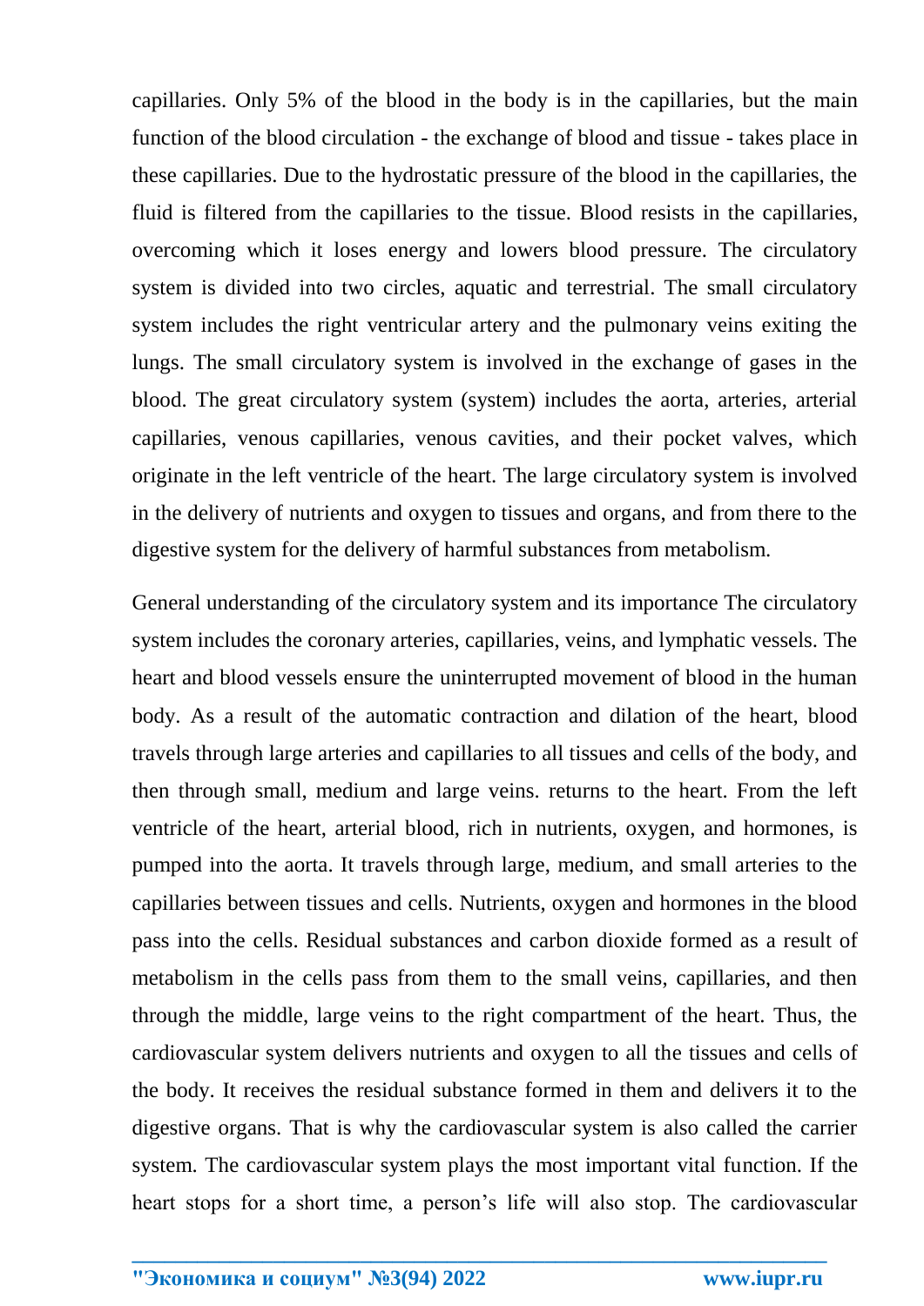capillaries. Only 5% of the blood in the body is in the capillaries, but the main function of the blood circulation - the exchange of blood and tissue - takes place in these capillaries. Due to the hydrostatic pressure of the blood in the capillaries, the fluid is filtered from the capillaries to the tissue. Blood resists in the capillaries, overcoming which it loses energy and lowers blood pressure. The circulatory system is divided into two circles, aquatic and terrestrial. The small circulatory system includes the right ventricular artery and the pulmonary veins exiting the lungs. The small circulatory system is involved in the exchange of gases in the blood. The great circulatory system (system) includes the aorta, arteries, arterial capillaries, venous capillaries, venous cavities, and their pocket valves, which originate in the left ventricle of the heart. The large circulatory system is involved in the delivery of nutrients and oxygen to tissues and organs, and from there to the digestive system for the delivery of harmful substances from metabolism.

General understanding of the circulatory system and its importance The circulatory system includes the coronary arteries, capillaries, veins, and lymphatic vessels. The heart and blood vessels ensure the uninterrupted movement of blood in the human body. As a result of the automatic contraction and dilation of the heart, blood travels through large arteries and capillaries to all tissues and cells of the body, and then through small, medium and large veins. returns to the heart. From the left ventricle of the heart, arterial blood, rich in nutrients, oxygen, and hormones, is pumped into the aorta. It travels through large, medium, and small arteries to the capillaries between tissues and cells. Nutrients, oxygen and hormones in the blood pass into the cells. Residual substances and carbon dioxide formed as a result of metabolism in the cells pass from them to the small veins, capillaries, and then through the middle, large veins to the right compartment of the heart. Thus, the cardiovascular system delivers nutrients and oxygen to all the tissues and cells of the body. It receives the residual substance formed in them and delivers it to the digestive organs. That is why the cardiovascular system is also called the carrier system. The cardiovascular system plays the most important vital function. If the heart stops for a short time, a person's life will also stop. The cardiovascular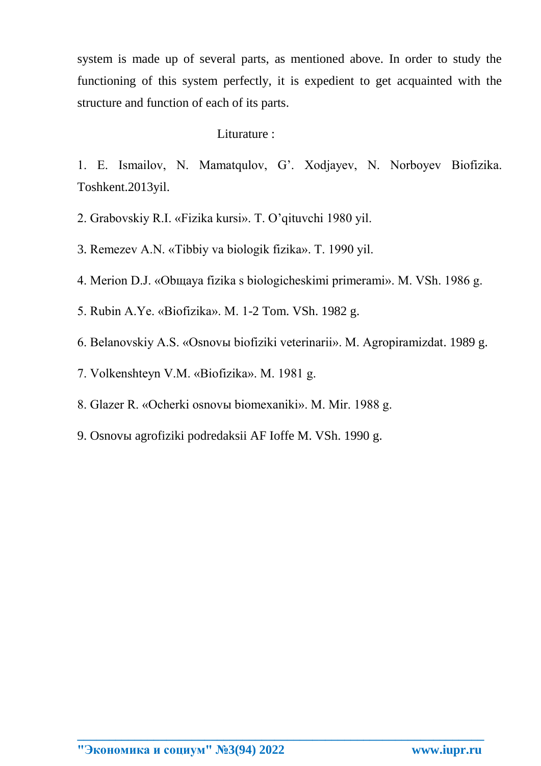system is made up of several parts, as mentioned above. In order to study the functioning of this system perfectly, it is expedient to get acquainted with the structure and function of each of its parts.

Liturature :

1. E. Ismailov, N. Mamatqulov, G’. Xodjayev, N. Norboyev Biofizika. Toshkent.2013yil.

2. Grabovskiy R.I. «Fizika kursi». T. O’qituvchi 1980 yil.

3. Remezev A.N. «Tibbiy va biologik fizika». T. 1990 yil.

4. Merion D.J. «Obщaya fizika s biologicheskimi primerami». M. VSh. 1986 g.

5. Rubin A.Ye. «Biofizika». M. 1-2 Tom. VSh. 1982 g.

6. Belanovskiy A.S. «Osnovы biofiziki veterinarii». M. Agropiramizdat. 1989 g.

7. Volkenshteyn V.M. «Biofizika». M. 1981 g.

8. Glazer R. «Ocherki osnovы biomexaniki». M. Mir. 1988 g.

9. Osnovы agrofiziki podredaksii AF Ioffe M. VSh. 1990 g.